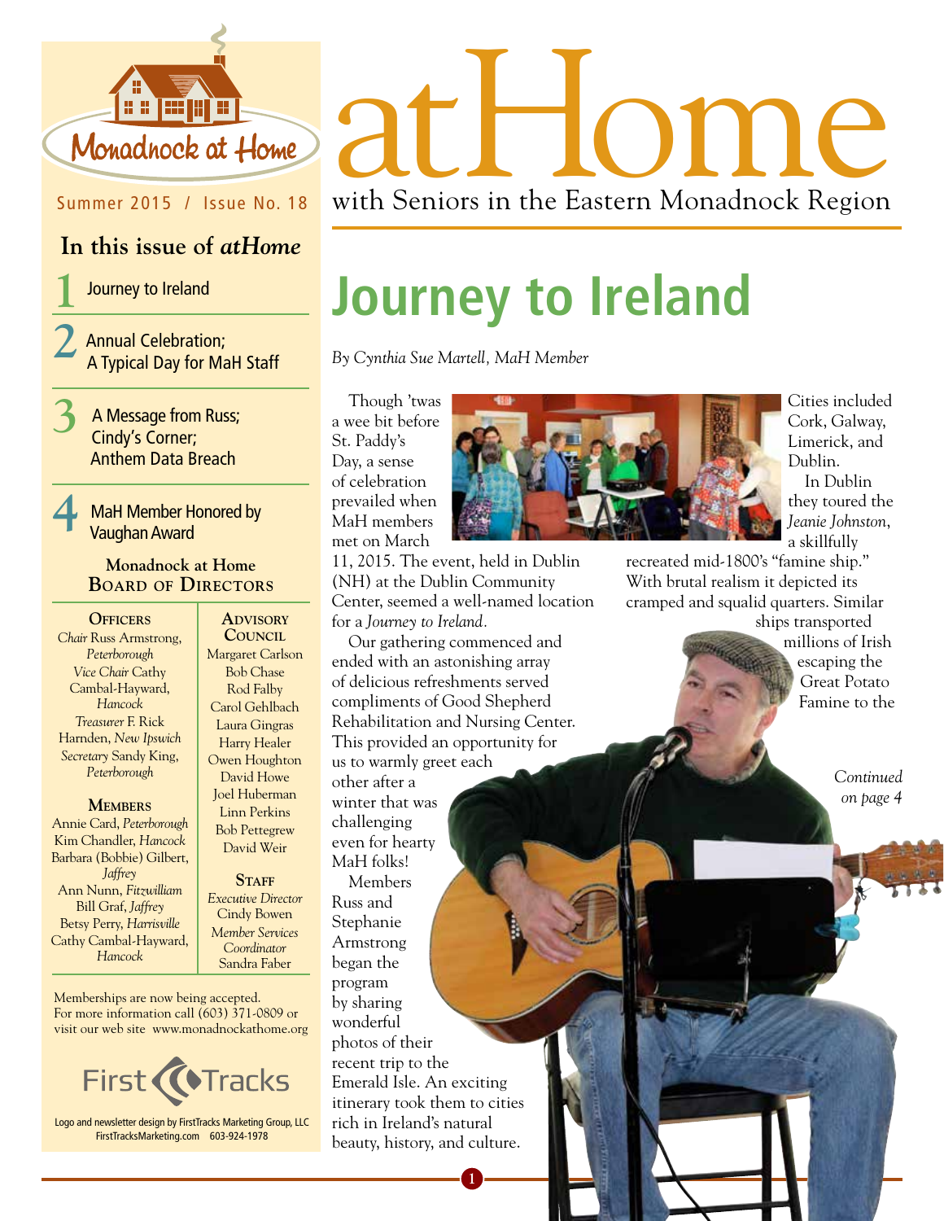Monadnock at Home

Summer 2015 / Issue No. 18

# atHome

with Seniors in the Eastern Monadnock Region

## In this issue of *atHome*

1. Journey to Ireland
2. Annual Celebration; A Typical Day for MaH Staff
3. A Message from Russ; Cindy's Corner; Anthem Data Breach
4. MaH Member Honored by Vaughan Award

### Monadnock at Home Board of Directors

**Officers**

*Chair* Russ Armstrong, *Peterborough*
*Vice Chair* Cathy Cambal-Hayward, *Hancock*
*Treasurer* F. Rick Harnden, *New Ipswich*
*Secretary* Sandy King, *Peterborough*

**Members**

Annie Card, *Peterborough*
Kim Chandler, *Hancock*
Barbara (Bobbie) Gilbert, *Jaffrey*
Ann Nunn, *Fitzwilliam*
Bill Graf, *Jaffrey*
Betsy Perry, *Harrisville*
Cathy Cambal-Hayward, *Hancock*

**Advisory Council**

Margaret Carlson
Bob Chase
Rod Falby
Carol Gehlbach
Laura Gingras
Harry Healer
Owen Houghton
David Howe
Joel Huberman
Linn Perkins
Bob Pettegrew
David Weir

**Staff**

*Executive Director* Cindy Bowen
*Member Services Coordinator* Sandra Faber

Memberships are now being accepted.
For more information call (603) 371-0809 or visit our web site www.monadnockathome.org

First Tracks

Logo and newsletter design by FirstTracks Marketing Group, LLC
FirstTracksMarketing.com 603-924-1978

# Journey to Ireland

*By Cynthia Sue Martell, MaH Member*

Though 'twas a wee bit before St. Paddy's Day, a sense of celebration prevailed when MaH members met on March 11, 2015. The event, held in Dublin (NH) at the Dublin Community Center, seemed a well-named location for a *Journey to Ireland*.

Our gathering commenced and ended with an astonishing array of delicious refreshments served compliments of Good Shepherd Rehabilitation and Nursing Center. This provided an opportunity for us to warmly greet each other after a winter that was challenging even for hearty MaH folks!

Members Russ and Stephanie Armstrong began the program by sharing wonderful photos of their recent trip to the Emerald Isle. An exciting itinerary took them to cities rich in Ireland's natural beauty, history, and culture. Cities included Cork, Galway, Limerick, and Dublin.

In Dublin they toured the *Jeanie Johnston*, a skillfully recreated mid-1800's "famine ship." With brutal realism it depicted its cramped and squalid quarters. Similar ships transported millions of Irish escaping the Great Potato Famine to the

*Continued on page 4*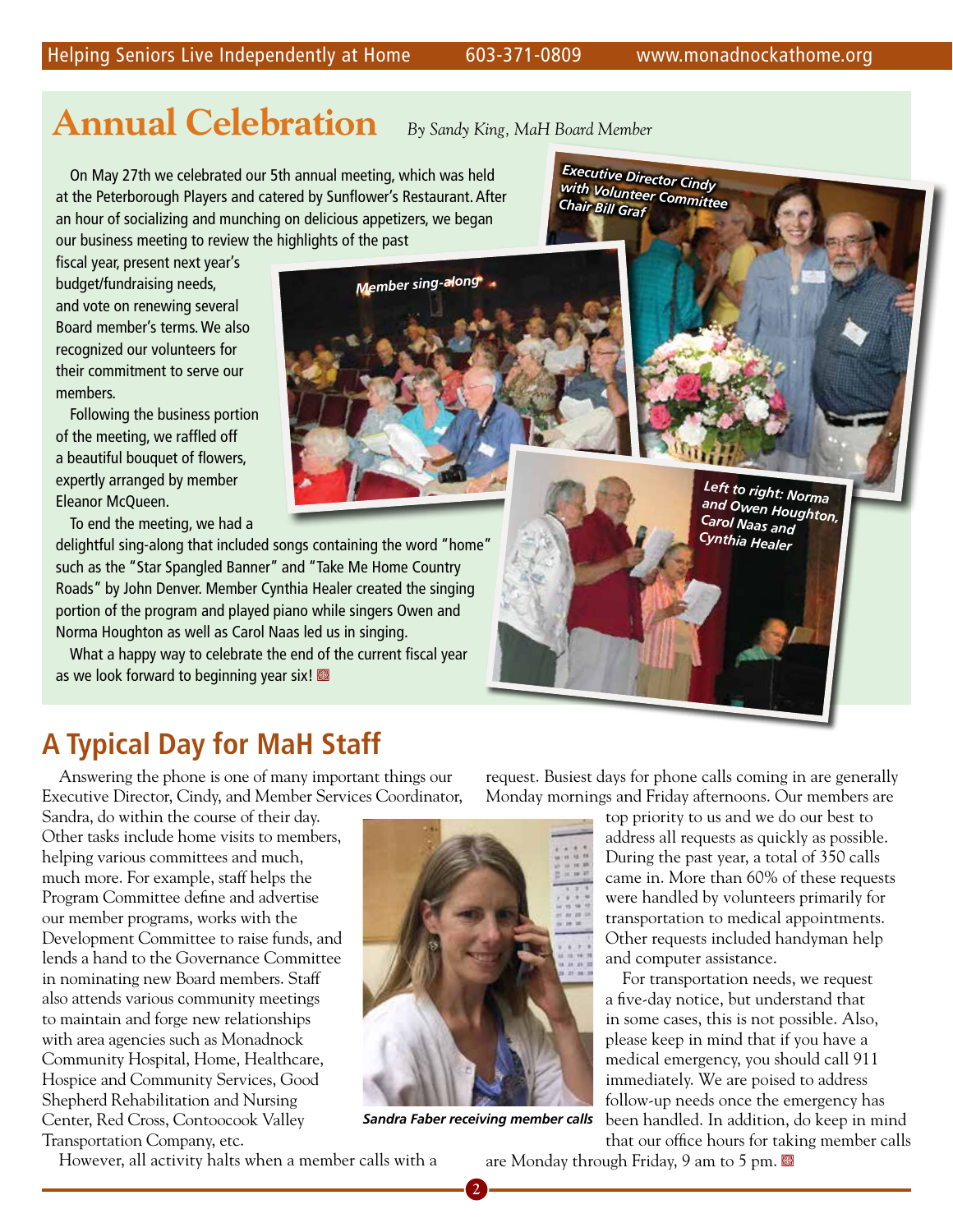## Annual Celebration

*By Sandy King, MaH Board Member*

On May 27th we celebrated our 5th annual meeting, which was held at the Peterborough Players and catered by Sunflower's Restaurant. After an hour of socializing and munching on delicious appetizers, we began our business meeting to review the highlights of the past fiscal year, present next year's budget/fundraising needs, and vote on renewing several Board member's terms. We also recognized our volunteers for their commitment to serve our members.

Following the business portion of the meeting, we raffled off a beautiful bouquet of flowers, expertly arranged by member Eleanor McQueen.

To end the meeting, we had a delightful sing-along that included songs containing the word "home" such as the "Star Spangled Banner" and "Take Me Home Country Roads" by John Denver. Member Cynthia Healer created the singing portion of the program and played piano while singers Owen and Norma Houghton as well as Carol Naas led us in singing.

What a happy way to celebrate the end of the current fiscal year as we look forward to beginning year six!

*Member sing-along*

*Executive Director Cindy with Volunteer Committee Chair Bill Graf*

*Left to right: Norma and Owen Houghton, Carol Naas and Cynthia Healer*

## A Typical Day for MaH Staff

Answering the phone is one of many important things our Executive Director, Cindy, and Member Services Coordinator, Sandra, do within the course of their day. Other tasks include home visits to members, helping various committees and much, much more. For example, staff helps the Program Committee define and advertise our member programs, works with the Development Committee to raise funds, and lends a hand to the Governance Committee in nominating new Board members. Staff also attends various community meetings to maintain and forge new relationships with area agencies such as Monadnock Community Hospital, Home, Healthcare, Hospice and Community Services, Good Shepherd Rehabilitation and Nursing Center, Red Cross, Contoocook Valley Transportation Company, etc.

However, all activity halts when a member calls with a request. Busiest days for phone calls coming in are generally Monday mornings and Friday afternoons. Our members are top priority to us and we do our best to address all requests as quickly as possible. During the past year, a total of 350 calls came in. More than 60% of these requests were handled by volunteers primarily for transportation to medical appointments. Other requests included handyman help and computer assistance.

*Sandra Faber receiving member calls*

For transportation needs, we request a five-day notice, but understand that in some cases, this is not possible. Also, please keep in mind that if you have a medical emergency, you should call 911 immediately. We are poised to address follow-up needs once the emergency has been handled. In addition, do keep in mind that our office hours for taking member calls are Monday through Friday, 9 am to 5 pm.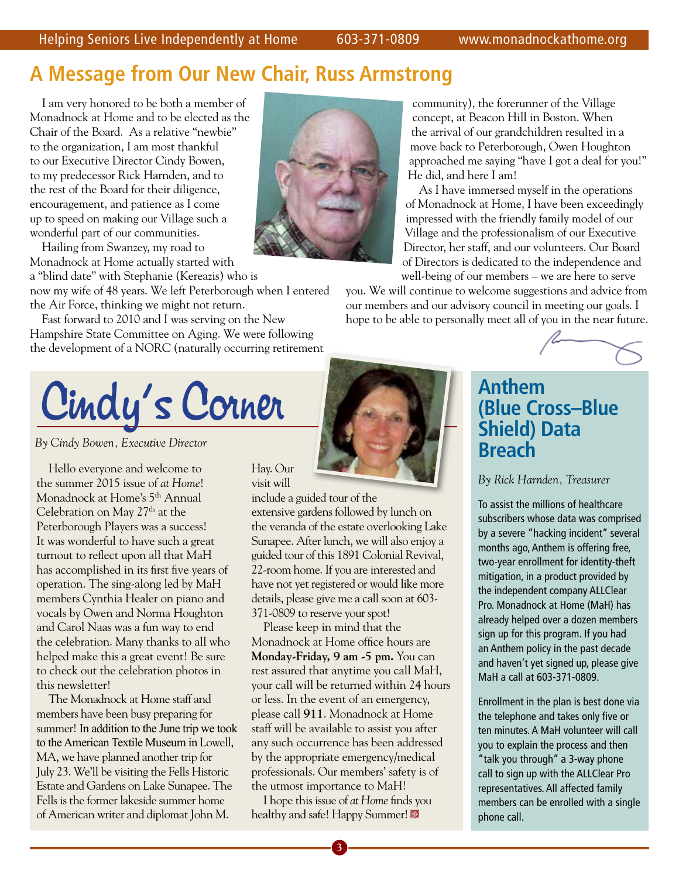## A Message from Our New Chair, Russ Armstrong

I am very honored to be both a member of Monadnock at Home and to be elected as the Chair of the Board. As a relative "newbie" to the organization, I am most thankful to our Executive Director Cindy Bowen, to my predecessor Rick Harnden, and to the rest of the Board for their diligence, encouragement, and patience as I come up to speed on making our Village such a wonderful part of our communities.

Hailing from Swanzey, my road to Monadnock at Home actually started with a "blind date" with Stephanie (Kereazis) who is now my wife of 48 years. We left Peterborough when I entered the Air Force, thinking we might not return.

Fast forward to 2010 and I was serving on the New Hampshire State Committee on Aging. We were following the development of a NORC (naturally occurring retirement community), the forerunner of the Village concept, at Beacon Hill in Boston. When the arrival of our grandchildren resulted in a move back to Peterborough, Owen Houghton approached me saying "have I got a deal for you!" He did, and here I am!

As I have immersed myself in the operations of Monadnock at Home, I have been exceedingly impressed with the friendly family model of our Village and the professionalism of our Executive Director, her staff, and our volunteers. Our Board of Directors is dedicated to the independence and well-being of our members – we are here to serve you. We will continue to welcome suggestions and advice from our members and our advisory council in meeting our goals. I hope to be able to personally meet all of you in the near future.

## Cindy's Corner

*By Cindy Bowen, Executive Director*

Hello everyone and welcome to the summer 2015 issue of *at Home*! Monadnock at Home's 5th Annual Celebration on May 27th at the Peterborough Players was a success! It was wonderful to have such a great turnout to reflect upon all that MaH has accomplished in its first five years of operation. The sing-along led by MaH members Cynthia Healer on piano and vocals by Owen and Norma Houghton and Carol Naas was a fun way to end the celebration. Many thanks to all who helped make this a great event! Be sure to check out the celebration photos in this newsletter!

The Monadnock at Home staff and members have been busy preparing for summer! In addition to the June trip we took to the American Textile Museum in Lowell, MA, we have planned another trip for July 23. We'll be visiting the Fells Historic Estate and Gardens on Lake Sunapee. The Fells is the former lakeside summer home of American writer and diplomat John M. Hay. Our visit will include a guided tour of the extensive gardens followed by lunch on the veranda of the estate overlooking Lake Sunapee. After lunch, we will also enjoy a guided tour of this 1891 Colonial Revival, 22-room home. If you are interested and have not yet registered or would like more details, please give me a call soon at 603-371-0809 to reserve your spot!

Please keep in mind that the Monadnock at Home office hours are **Monday-Friday, 9 am -5 pm.** You can rest assured that anytime you call MaH, your call will be returned within 24 hours or less. In the event of an emergency, please call **911**. Monadnock at Home staff will be available to assist you after any such occurrence has been addressed by the appropriate emergency/medical professionals. Our members' safety is of the utmost importance to MaH!

I hope this issue of *at Home* finds you healthy and safe! Happy Summer!

## Anthem (Blue Cross–Blue Shield) Data Breach

*By Rick Harnden, Treasurer*

To assist the millions of healthcare subscribers whose data was comprised by a severe "hacking incident" several months ago, Anthem is offering free, two-year enrollment for identity-theft mitigation, in a product provided by the independent company ALLClear Pro. Monadnock at Home (MaH) has already helped over a dozen members sign up for this program. If you had an Anthem policy in the past decade and haven't yet signed up, please give MaH a call at 603-371-0809.

Enrollment in the plan is best done via the telephone and takes only five or ten minutes. A MaH volunteer will call you to explain the process and then "talk you through" a 3-way phone call to sign up with the ALLClear Pro representatives. All affected family members can be enrolled with a single phone call.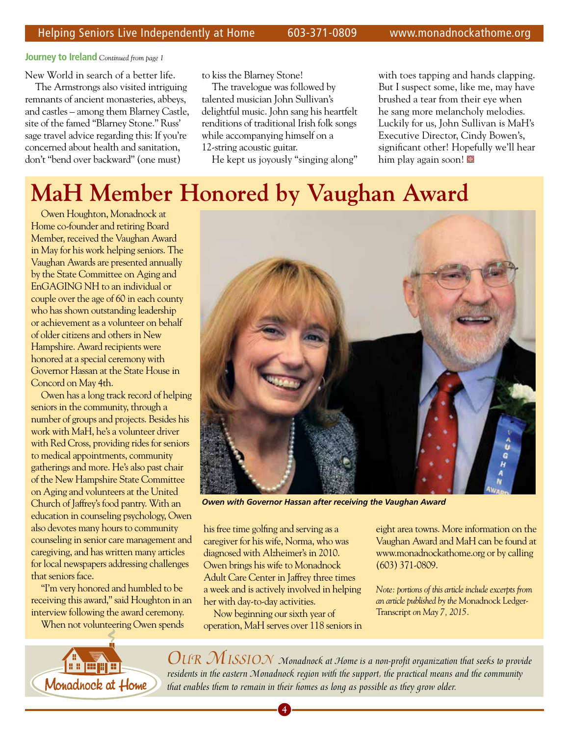**Journey to Ireland** *Continued from page 1*

New World in search of a better life.

The Armstrongs also visited intriguing remnants of ancient monasteries, abbeys, and castles – among them Blarney Castle, site of the famed "Blarney Stone." Russ' sage travel advice regarding this: If you're concerned about health and sanitation, don't "bend over backward" (one must) to kiss the Blarney Stone!

The travelogue was followed by talented musician John Sullivan's delightful music. John sang his heartfelt renditions of traditional Irish folk songs while accompanying himself on a 12-string acoustic guitar.

He kept us joyously "singing along" with toes tapping and hands clapping. But I suspect some, like me, may have brushed a tear from their eye when he sang more melancholy melodies. Luckily for us, John Sullivan is MaH's Executive Director, Cindy Bowen's, significant other! Hopefully we'll hear him play again soon!

# MaH Member Honored by Vaughan Award

Owen Houghton, Monadnock at Home co-founder and retiring Board Member, received the Vaughan Award in May for his work helping seniors. The Vaughan Awards are presented annually by the State Committee on Aging and EnGAGING NH to an individual or couple over the age of 60 in each county who has shown outstanding leadership or achievement as a volunteer on behalf of older citizens and others in New Hampshire. Award recipients were honored at a special ceremony with Governor Hassan at the State House in Concord on May 4th.

Owen has a long track record of helping seniors in the community, through a number of groups and projects. Besides his work with MaH, he's a volunteer driver with Red Cross, providing rides for seniors to medical appointments, community gatherings and more. He's also past chair of the New Hampshire State Committee on Aging and volunteers at the United Church of Jaffrey's food pantry. With an education in counseling psychology, Owen also devotes many hours to community counseling in senior care management and caregiving, and has written many articles for local newspapers addressing challenges that seniors face.

"I'm very honored and humbled to be receiving this award," said Houghton in an interview following the award ceremony.

When not volunteering Owen spends his free time golfing and serving as a caregiver for his wife, Norma, who was diagnosed with Alzheimer's in 2010. Owen brings his wife to Monadnock Adult Care Center in Jaffrey three times a week and is actively involved in helping her with day-to-day activities.

Now beginning our sixth year of operation, MaH serves over 118 seniors in eight area towns. More information on the Vaughan Award and MaH can be found at www.monadnockathome.org or by calling (603) 371-0809.

*Owen with Governor Hassan after receiving the Vaughan Award*

*Note: portions of this article include excerpts from an article published by the* Monadnock Ledger-Transcript *on May 7, 2015.*

Monadnock at Home

*Our Mission Monadnock at Home is a non-profit organization that seeks to provide residents in the eastern Monadnock region with the support, the practical means and the community that enables them to remain in their homes as long as possible as they grow older.*